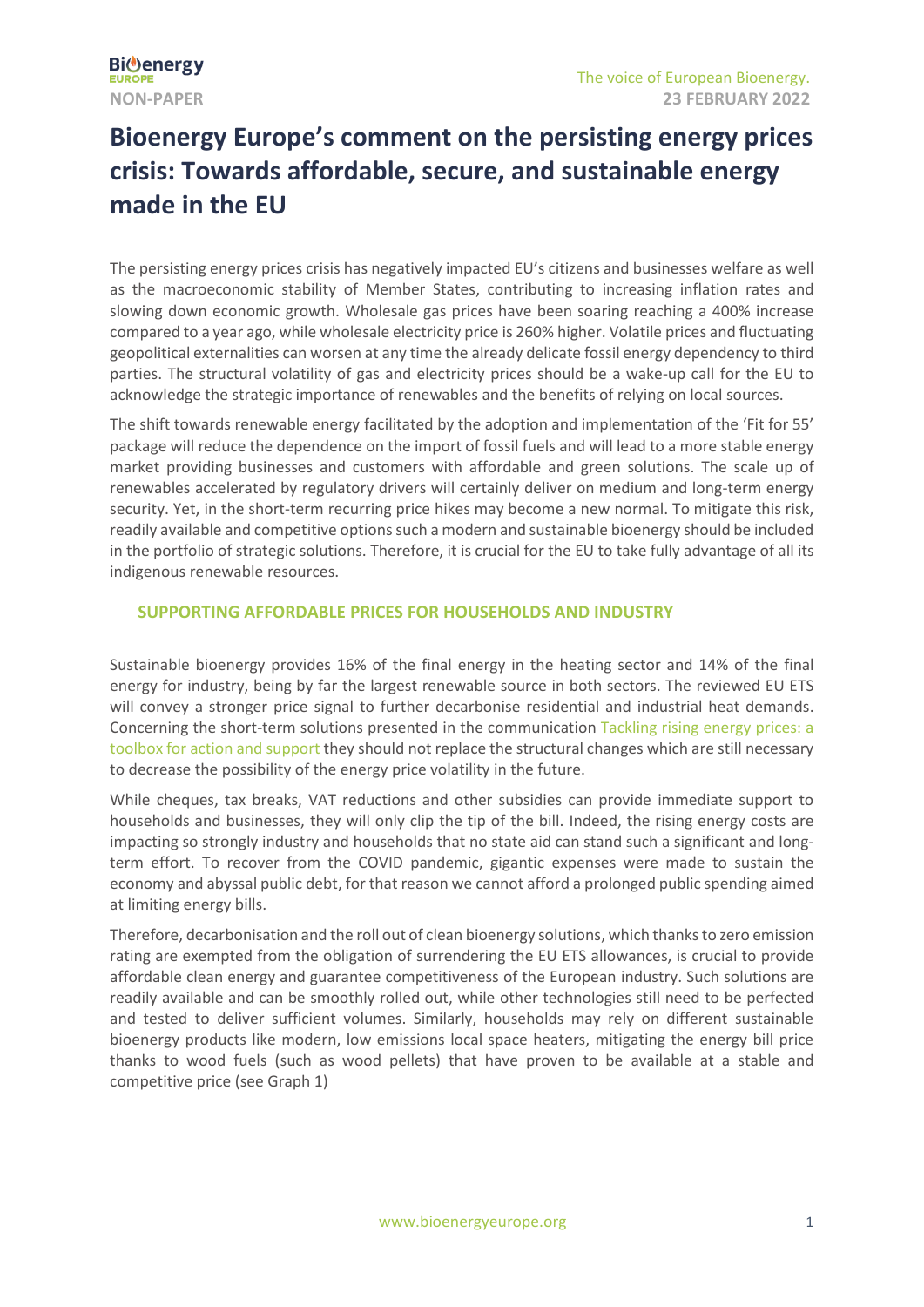NON-PAPER

The voice of European Bioenergy.
**23 FEBRUARY 2022**

# Bioenergy Europe's comment on the persisting energy prices crisis: Towards affordable, secure, and sustainable energy made in the EU

The persisting energy prices crisis has negatively impacted EU's citizens and businesses welfare as well as the macroeconomic stability of Member States, contributing to increasing inflation rates and slowing down economic growth. Wholesale gas prices have been soaring reaching a 400% increase compared to a year ago, while wholesale electricity price is 260% higher. Volatile prices and fluctuating geopolitical externalities can worsen at any time the already delicate fossil energy dependency to third parties. The structural volatility of gas and electricity prices should be a wake-up call for the EU to acknowledge the strategic importance of renewables and the benefits of relying on local sources.

The shift towards renewable energy facilitated by the adoption and implementation of the 'Fit for 55' package will reduce the dependence on the import of fossil fuels and will lead to a more stable energy market providing businesses and customers with affordable and green solutions. The scale up of renewables accelerated by regulatory drivers will certainly deliver on medium and long-term energy security. Yet, in the short-term recurring price hikes may become a new normal. To mitigate this risk, readily available and competitive options such a modern and sustainable bioenergy should be included in the portfolio of strategic solutions. Therefore, it is crucial for the EU to take fully advantage of all its indigenous renewable resources.

## SUPPORTING AFFORDABLE PRICES FOR HOUSEHOLDS AND INDUSTRY

Sustainable bioenergy provides 16% of the final energy in the heating sector and 14% of the final energy for industry, being by far the largest renewable source in both sectors. The reviewed EU ETS will convey a stronger price signal to further decarbonise residential and industrial heat demands. Concerning the short-term solutions presented in the communication Tackling rising energy prices: a toolbox for action and support they should not replace the structural changes which are still necessary to decrease the possibility of the energy price volatility in the future.

While cheques, tax breaks, VAT reductions and other subsidies can provide immediate support to households and businesses, they will only clip the tip of the bill. Indeed, the rising energy costs are impacting so strongly industry and households that no state aid can stand such a significant and long-term effort. To recover from the COVID pandemic, gigantic expenses were made to sustain the economy and abyssal public debt, for that reason we cannot afford a prolonged public spending aimed at limiting energy bills.

Therefore, decarbonisation and the roll out of clean bioenergy solutions, which thanks to zero emission rating are exempted from the obligation of surrendering the EU ETS allowances, is crucial to provide affordable clean energy and guarantee competitiveness of the European industry. Such solutions are readily available and can be smoothly rolled out, while other technologies still need to be perfected and tested to deliver sufficient volumes. Similarly, households may rely on different sustainable bioenergy products like modern, low emissions local space heaters, mitigating the energy bill price thanks to wood fuels (such as wood pellets) that have proven to be available at a stable and competitive price (see Graph 1)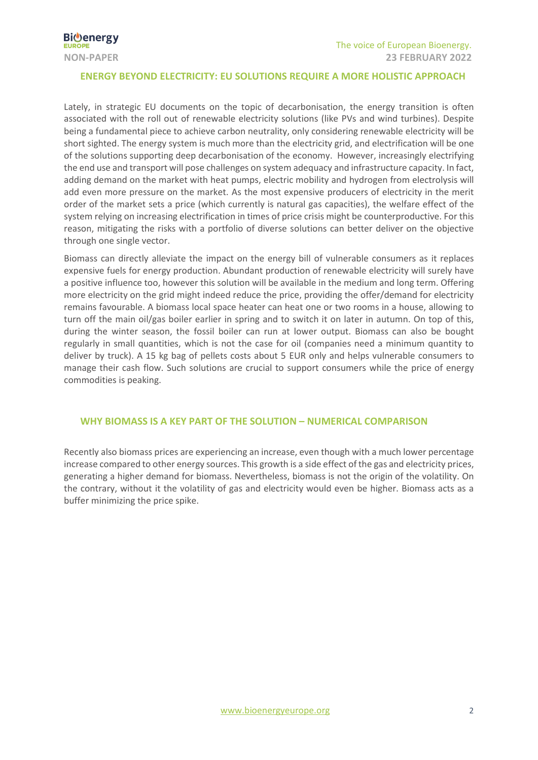## ENERGY BEYOND ELECTRICITY: EU SOLUTIONS REQUIRE A MORE HOLISTIC APPROACH

Lately, in strategic EU documents on the topic of decarbonisation, the energy transition is often associated with the roll out of renewable electricity solutions (like PVs and wind turbines). Despite being a fundamental piece to achieve carbon neutrality, only considering renewable electricity will be short sighted. The energy system is much more than the electricity grid, and electrification will be one of the solutions supporting deep decarbonisation of the economy. However, increasingly electrifying the end use and transport will pose challenges on system adequacy and infrastructure capacity. In fact, adding demand on the market with heat pumps, electric mobility and hydrogen from electrolysis will add even more pressure on the market. As the most expensive producers of electricity in the merit order of the market sets a price (which currently is natural gas capacities), the welfare effect of the system relying on increasing electrification in times of price crisis might be counterproductive. For this reason, mitigating the risks with a portfolio of diverse solutions can better deliver on the objective through one single vector.

Biomass can directly alleviate the impact on the energy bill of vulnerable consumers as it replaces expensive fuels for energy production. Abundant production of renewable electricity will surely have a positive influence too, however this solution will be available in the medium and long term. Offering more electricity on the grid might indeed reduce the price, providing the offer/demand for electricity remains favourable. A biomass local space heater can heat one or two rooms in a house, allowing to turn off the main oil/gas boiler earlier in spring and to switch it on later in autumn. On top of this, during the winter season, the fossil boiler can run at lower output. Biomass can also be bought regularly in small quantities, which is not the case for oil (companies need a minimum quantity to deliver by truck). A 15 kg bag of pellets costs about 5 EUR only and helps vulnerable consumers to manage their cash flow. Such solutions are crucial to support consumers while the price of energy commodities is peaking.

## WHY BIOMASS IS A KEY PART OF THE SOLUTION – NUMERICAL COMPARISON

Recently also biomass prices are experiencing an increase, even though with a much lower percentage increase compared to other energy sources. This growth is a side effect of the gas and electricity prices, generating a higher demand for biomass. Nevertheless, biomass is not the origin of the volatility. On the contrary, without it the volatility of gas and electricity would even be higher. Biomass acts as a buffer minimizing the price spike.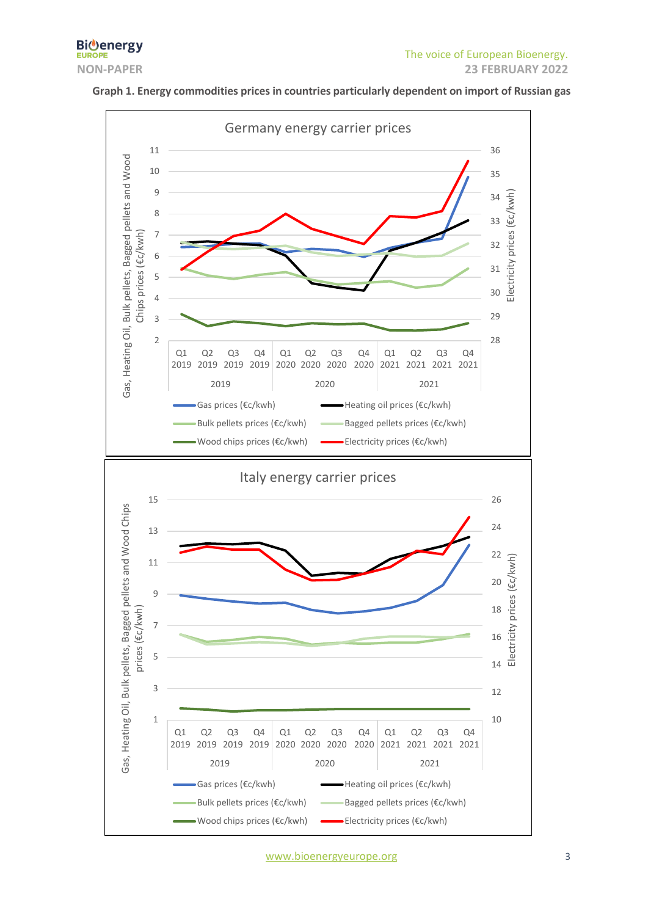**Graph 1. Energy commodities prices in countries particularly dependent on import of Russian gas**

Germany energy carrier prices

Gas, Heating Oil, Bulk pellets, Bagged pellets and Wood Chips prices (€c/kwh)

11
10
9
8
7
6
5
4
3
2

Electricity prices (€c/kwh)

36
35
34
33
32
31
30
29
28

Q1 2019 Q2 2019 Q3 2019 Q4 2019 Q1 2020 Q2 2020 Q3 2020 Q4 2020 Q1 2021 Q2 2021 Q3 2021 Q4 2021

2019 2020 2021

Gas prices (€c/kwh)
Heating oil prices (€c/kwh)
Bulk pellets prices (€c/kwh)
Bagged pellets prices (€c/kwh)
Wood chips prices (€c/kwh)
Electricity prices (€c/kwh)

Italy energy carrier prices

Gas, Heating Oil, Bulk pellets, Bagged pellets and Wood Chips prices (€c/kwh)

15
13
11
9
7
5
3
1

Electricity prices (€c/kwh)

26
24
22
20
18
16
14
12
10

Q1 2019 Q2 2019 Q3 2019 Q4 2019 Q1 2020 Q2 2020 Q3 2020 Q4 2020 Q1 2021 Q2 2021 Q3 2021 Q4 2021

2019 2020 2021

Gas prices (€c/kwh)
Heating oil prices (€c/kwh)
Bulk pellets prices (€c/kwh)
Bagged pellets prices (€c/kwh)
Wood chips prices (€c/kwh)
Electricity prices (€c/kwh)